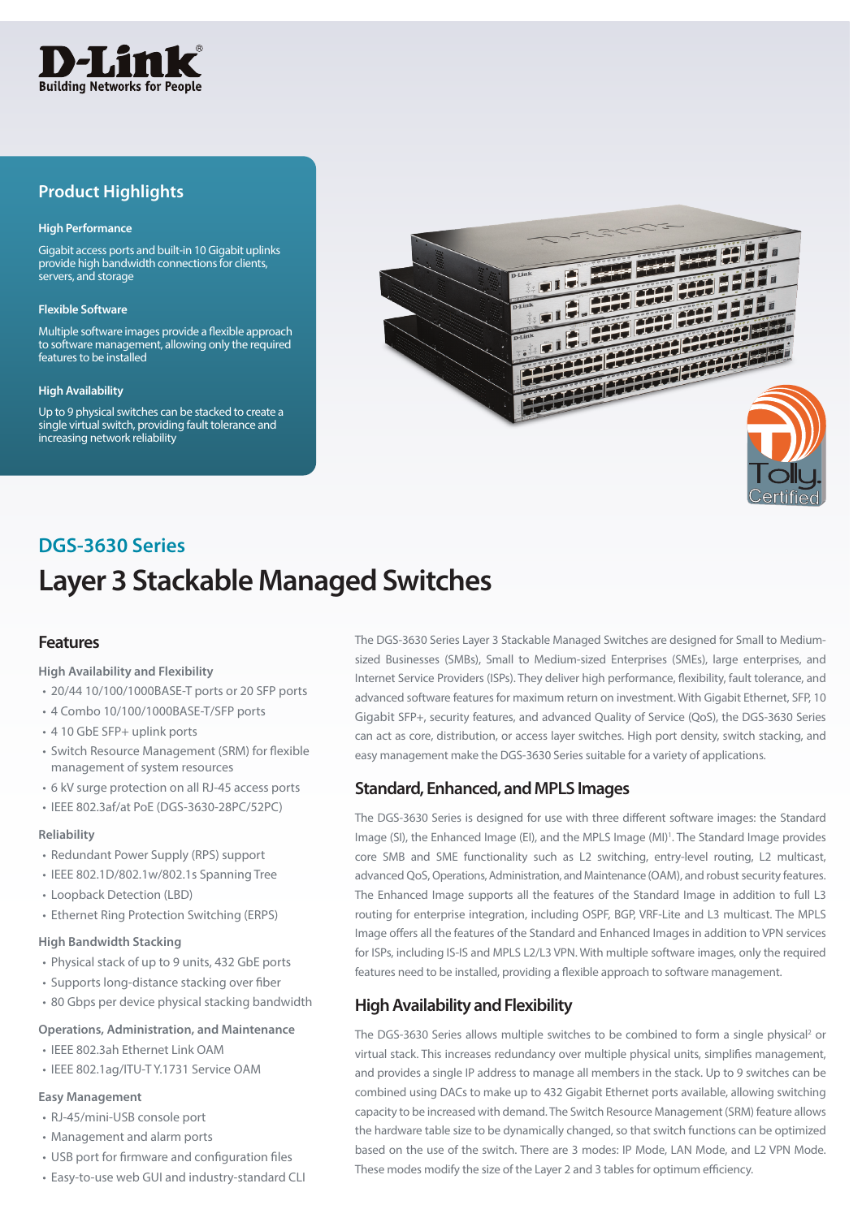D-Link
Building Networks for People

## Product Highlights

**High Performance**

Gigabit access ports and built-in 10 Gigabit uplinks provide high bandwidth connections for clients, servers, and storage

**Flexible Software**

Multiple software images provide a flexible approach to software management, allowing only the required features to be installed

**High Availability**

Up to 9 physical switches can be stacked to create a single virtual switch, providing fault tolerance and increasing network reliability

## DGS-3630 Series

# Layer 3 Stackable Managed Switches

## Features

**High Availability and Flexibility**

- 20/44 10/100/1000BASE-T ports or 20 SFP ports
- 4 Combo 10/100/1000BASE-T/SFP ports
- 4 10 GbE SFP+ uplink ports
- Switch Resource Management (SRM) for flexible management of system resources
- 6 kV surge protection on all RJ-45 access ports
- IEEE 802.3af/at PoE (DGS-3630-28PC/52PC)

**Reliability**

- Redundant Power Supply (RPS) support
- IEEE 802.1D/802.1w/802.1s Spanning Tree
- Loopback Detection (LBD)
- Ethernet Ring Protection Switching (ERPS)

**High Bandwidth Stacking**

- Physical stack of up to 9 units, 432 GbE ports
- Supports long-distance stacking over fiber
- 80 Gbps per device physical stacking bandwidth

**Operations, Administration, and Maintenance**

- IEEE 802.3ah Ethernet Link OAM
- IEEE 802.1ag/ITU-T Y.1731 Service OAM

**Easy Management**

- RJ-45/mini-USB console port
- Management and alarm ports
- USB port for firmware and configuration files
- Easy-to-use web GUI and industry-standard CLI

The DGS-3630 Series Layer 3 Stackable Managed Switches are designed for Small to Medium-sized Businesses (SMBs), Small to Medium-sized Enterprises (SMEs), large enterprises, and Internet Service Providers (ISPs). They deliver high performance, flexibility, fault tolerance, and advanced software features for maximum return on investment. With Gigabit Ethernet, SFP, 10 Gigabit SFP+, security features, and advanced Quality of Service (QoS), the DGS-3630 Series can act as core, distribution, or access layer switches. High port density, switch stacking, and easy management make the DGS-3630 Series suitable for a variety of applications.

## Standard, Enhanced, and MPLS Images

The DGS-3630 Series is designed for use with three different software images: the Standard Image (SI), the Enhanced Image (EI), and the MPLS Image (MI)[1]. The Standard Image provides core SMB and SME functionality such as L2 switching, entry-level routing, L2 multicast, advanced QoS, Operations, Administration, and Maintenance (OAM), and robust security features. The Enhanced Image supports all the features of the Standard Image in addition to full L3 routing for enterprise integration, including OSPF, BGP, VRF-Lite and L3 multicast. The MPLS Image offers all the features of the Standard and Enhanced Images in addition to VPN services for ISPs, including IS-IS and MPLS L2/L3 VPN. With multiple software images, only the required features need to be installed, providing a flexible approach to software management.

## High Availability and Flexibility

The DGS-3630 Series allows multiple switches to be combined to form a single physical[2] or virtual stack. This increases redundancy over multiple physical units, simplifies management, and provides a single IP address to manage all members in the stack. Up to 9 switches can be combined using DACs to make up to 432 Gigabit Ethernet ports available, allowing switching capacity to be increased with demand. The Switch Resource Management (SRM) feature allows the hardware table size to be dynamically changed, so that switch functions can be optimized based on the use of the switch. There are 3 modes: IP Mode, LAN Mode, and L2 VPN Mode. These modes modify the size of the Layer 2 and 3 tables for optimum efficiency.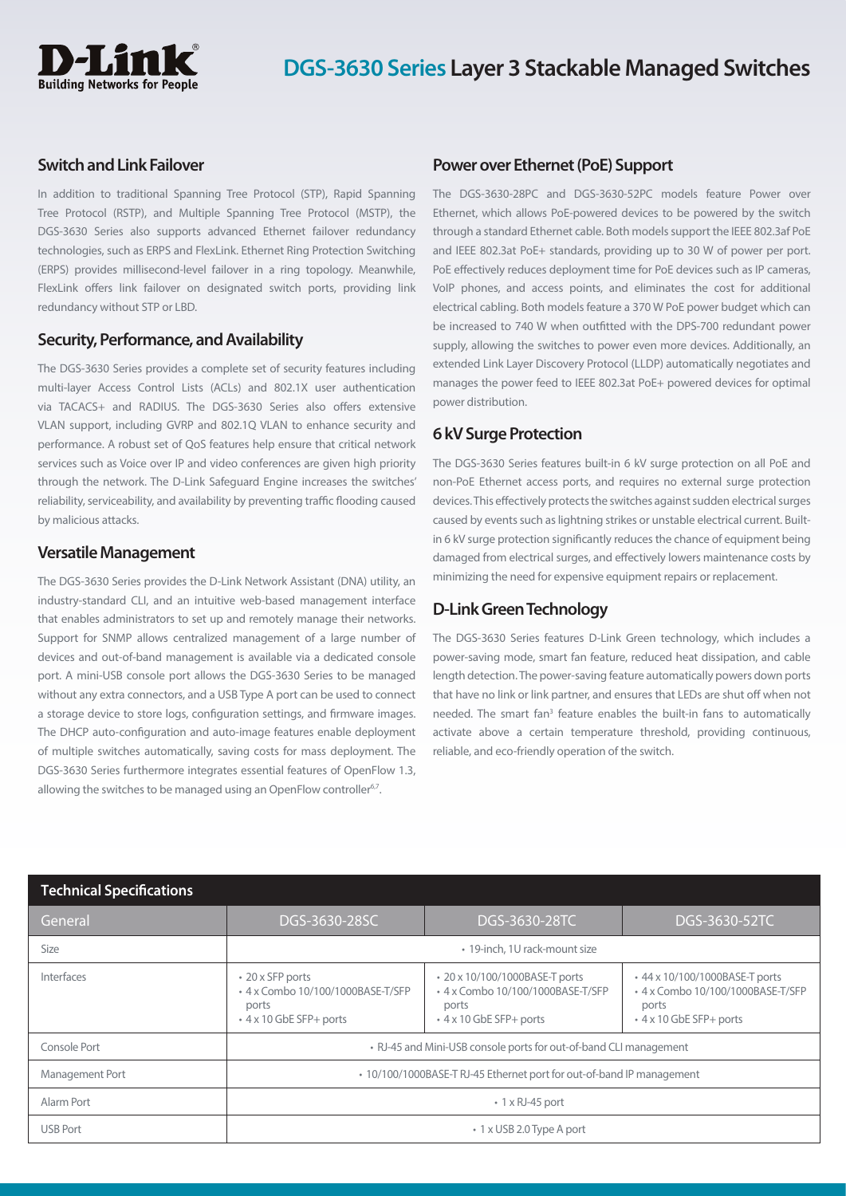## Switch and Link Failover

In addition to traditional Spanning Tree Protocol (STP), Rapid Spanning Tree Protocol (RSTP), and Multiple Spanning Tree Protocol (MSTP), the DGS-3630 Series also supports advanced Ethernet failover redundancy technologies, such as ERPS and FlexLink. Ethernet Ring Protection Switching (ERPS) provides millisecond-level failover in a ring topology. Meanwhile, FlexLink offers link failover on designated switch ports, providing link redundancy without STP or LBD.

## Security, Performance, and Availability

The DGS-3630 Series provides a complete set of security features including multi-layer Access Control Lists (ACLs) and 802.1X user authentication via TACACS+ and RADIUS. The DGS-3630 Series also offers extensive VLAN support, including GVRP and 802.1Q VLAN to enhance security and performance. A robust set of QoS features help ensure that critical network services such as Voice over IP and video conferences are given high priority through the network. The D-Link Safeguard Engine increases the switches' reliability, serviceability, and availability by preventing traffic flooding caused by malicious attacks.

## Versatile Management

The DGS-3630 Series provides the D-Link Network Assistant (DNA) utility, an industry-standard CLI, and an intuitive web-based management interface that enables administrators to set up and remotely manage their networks. Support for SNMP allows centralized management of a large number of devices and out-of-band management is available via a dedicated console port. A mini-USB console port allows the DGS-3630 Series to be managed without any extra connectors, and a USB Type A port can be used to connect a storage device to store logs, configuration settings, and firmware images. The DHCP auto-configuration and auto-image features enable deployment of multiple switches automatically, saving costs for mass deployment. The DGS-3630 Series furthermore integrates essential features of OpenFlow 1.3, allowing the switches to be managed using an OpenFlow controller[6,7].

## Power over Ethernet (PoE) Support

The DGS-3630-28PC and DGS-3630-52PC models feature Power over Ethernet, which allows PoE-powered devices to be powered by the switch through a standard Ethernet cable. Both models support the IEEE 802.3af PoE and IEEE 802.3at PoE+ standards, providing up to 30 W of power per port. PoE effectively reduces deployment time for PoE devices such as IP cameras, VoIP phones, and access points, and eliminates the cost for additional electrical cabling. Both models feature a 370 W PoE power budget which can be increased to 740 W when outfitted with the DPS-700 redundant power supply, allowing the switches to power even more devices. Additionally, an extended Link Layer Discovery Protocol (LLDP) automatically negotiates and manages the power feed to IEEE 802.3at PoE+ powered devices for optimal power distribution.

## 6 kV Surge Protection

The DGS-3630 Series features built-in 6 kV surge protection on all PoE and non-PoE Ethernet access ports, and requires no external surge protection devices. This effectively protects the switches against sudden electrical surges caused by events such as lightning strikes or unstable electrical current. Built-in 6 kV surge protection significantly reduces the chance of equipment being damaged from electrical surges, and effectively lowers maintenance costs by minimizing the need for expensive equipment repairs or replacement.

## D-Link Green Technology

The DGS-3630 Series features D-Link Green technology, which includes a power-saving mode, smart fan feature, reduced heat dissipation, and cable length detection. The power-saving feature automatically powers down ports that have no link or link partner, and ensures that LEDs are shut off when not needed. The smart fan[3] feature enables the built-in fans to automatically activate above a certain temperature threshold, providing continuous, reliable, and eco-friendly operation of the switch.

## Technical Specifications

| General | DGS-3630-28SC | DGS-3630-28TC | DGS-3630-52TC |
|---|---|---|---|
| Size | • 19-inch, 1U rack-mount size | | |
| Interfaces | • 20 x SFP ports<br>• 4 x Combo 10/100/1000BASE-T/SFP ports<br>• 4 x 10 GbE SFP+ ports | • 20 x 10/100/1000BASE-T ports<br>• 4 x Combo 10/100/1000BASE-T/SFP ports<br>• 4 x 10 GbE SFP+ ports | • 44 x 10/100/1000BASE-T ports<br>• 4 x Combo 10/100/1000BASE-T/SFP ports<br>• 4 x 10 GbE SFP+ ports |
| Console Port | • RJ-45 and Mini-USB console ports for out-of-band CLI management | | |
| Management Port | • 10/100/1000BASE-T RJ-45 Ethernet port for out-of-band IP management | | |
| Alarm Port | • 1 x RJ-45 port | | |
| USB Port | • 1 x USB 2.0 Type A port | | |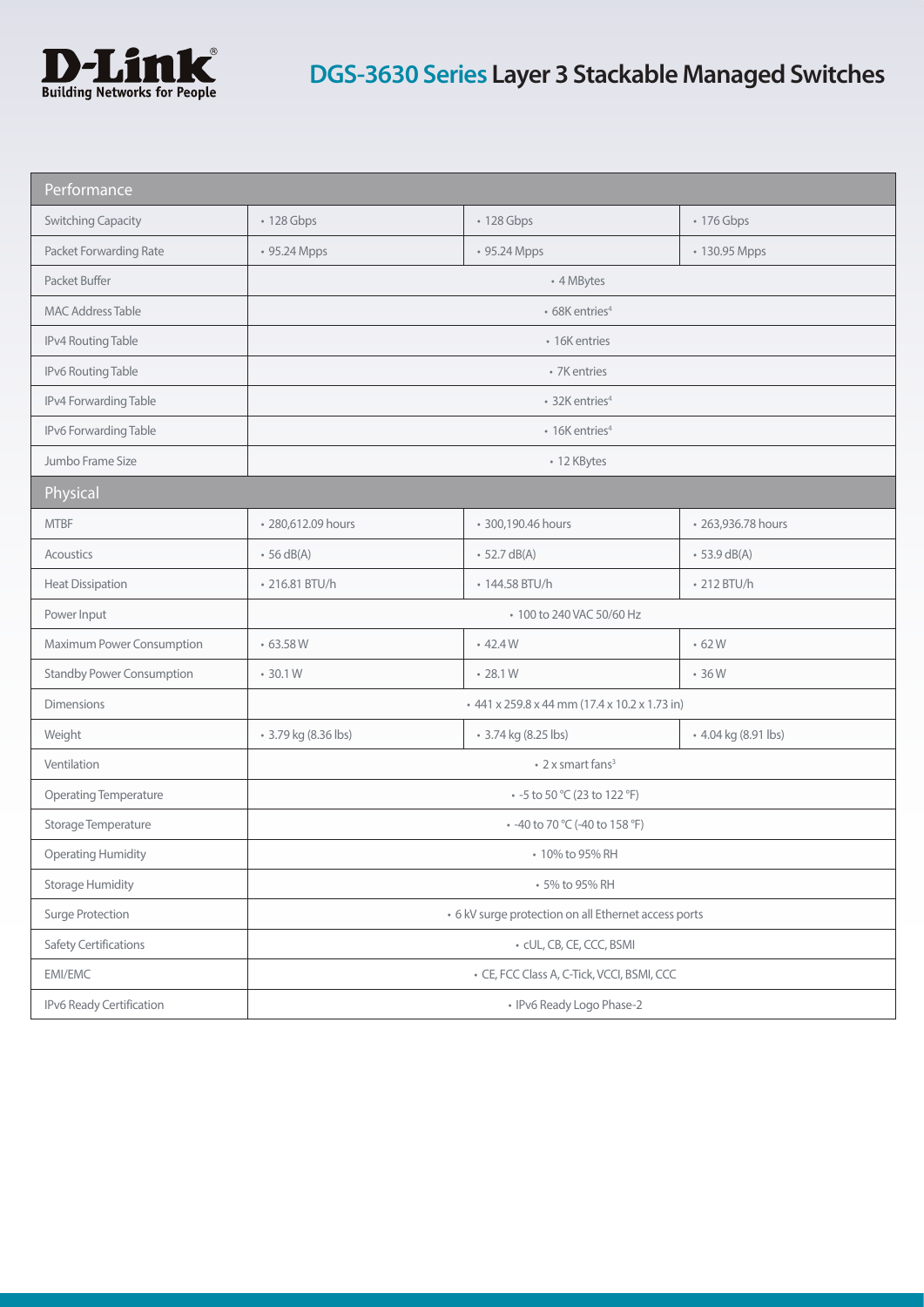# DGS-3630 Series Layer 3 Stackable Managed Switches

| Performance | | | |
|---|---|---|---|
| Switching Capacity | • 128 Gbps | • 128 Gbps | • 176 Gbps |
| Packet Forwarding Rate | • 95.24 Mpps | • 95.24 Mpps | • 130.95 Mpps |
| Packet Buffer | • 4 MBytes | | |
| MAC Address Table | • 68K entries[4] | | |
| IPv4 Routing Table | • 16K entries | | |
| IPv6 Routing Table | • 7K entries | | |
| IPv4 Forwarding Table | • 32K entries[4] | | |
| IPv6 Forwarding Table | • 16K entries[4] | | |
| Jumbo Frame Size | • 12 KBytes | | |

| Physical | | | |
|---|---|---|---|
| MTBF | • 280,612.09 hours | • 300,190.46 hours | • 263,936.78 hours |
| Acoustics | • 56 dB(A) | • 52.7 dB(A) | • 53.9 dB(A) |
| Heat Dissipation | • 216.81 BTU/h | • 144.58 BTU/h | • 212 BTU/h |
| Power Input | • 100 to 240 VAC 50/60 Hz | | |
| Maximum Power Consumption | • 63.58 W | • 42.4 W | • 62 W |
| Standby Power Consumption | • 30.1 W | • 28.1 W | • 36 W |
| Dimensions | • 441 x 259.8 x 44 mm (17.4 x 10.2 x 1.73 in) | | |
| Weight | • 3.79 kg (8.36 lbs) | • 3.74 kg (8.25 lbs) | • 4.04 kg (8.91 lbs) |
| Ventilation | • 2 x smart fans[3] | | |
| Operating Temperature | • -5 to 50 °C (23 to 122 °F) | | |
| Storage Temperature | • -40 to 70 °C (-40 to 158 °F) | | |
| Operating Humidity | • 10% to 95% RH | | |
| Storage Humidity | • 5% to 95% RH | | |
| Surge Protection | • 6 kV surge protection on all Ethernet access ports | | |
| Safety Certifications | • cUL, CB, CE, CCC, BSMI | | |
| EMI/EMC | • CE, FCC Class A, C-Tick, VCCI, BSMI, CCC | | |
| IPv6 Ready Certification | • IPv6 Ready Logo Phase-2 | | |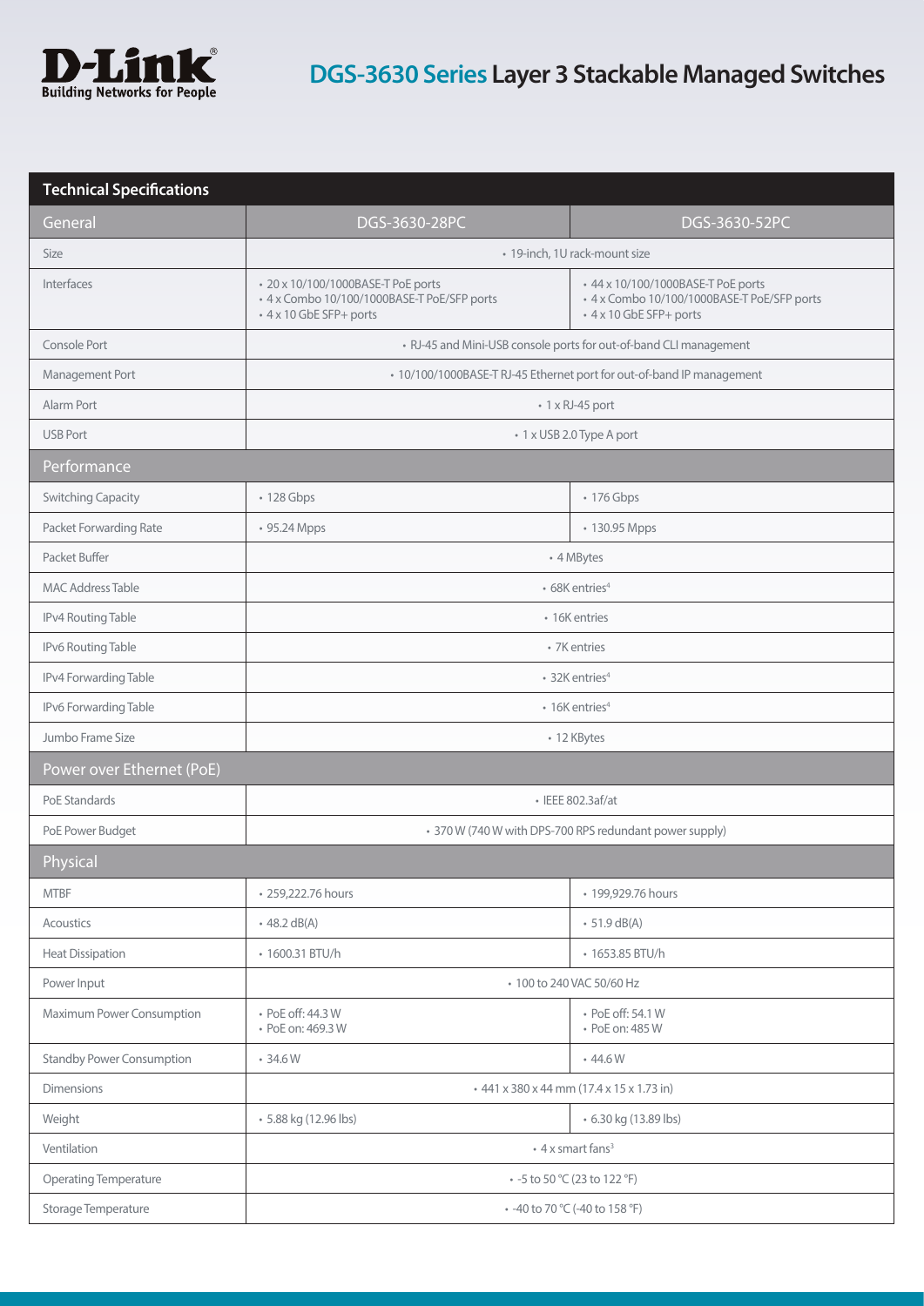# DGS-3630 Series Layer 3 Stackable Managed Switches

## Technical Specifications

| General | DGS-3630-28PC | DGS-3630-52PC |
| --- | --- | --- |
| Size | • 19-inch, 1U rack-mount size | |
| Interfaces | • 20 x 10/100/1000BASE-T PoE ports<br>• 4 x Combo 10/100/1000BASE-T PoE/SFP ports<br>• 4 x 10 GbE SFP+ ports | • 44 x 10/100/1000BASE-T PoE ports<br>• 4 x Combo 10/100/1000BASE-T PoE/SFP ports<br>• 4 x 10 GbE SFP+ ports |
| Console Port | • RJ-45 and Mini-USB console ports for out-of-band CLI management | |
| Management Port | • 10/100/1000BASE-T RJ-45 Ethernet port for out-of-band IP management | |
| Alarm Port | • 1 x RJ-45 port | |
| USB Port | • 1 x USB 2.0 Type A port | |
| **Performance** | | |
| Switching Capacity | • 128 Gbps | • 176 Gbps |
| Packet Forwarding Rate | • 95.24 Mpps | • 130.95 Mpps |
| Packet Buffer | • 4 MBytes | |
| MAC Address Table | • 68K entries[4] | |
| IPv4 Routing Table | • 16K entries | |
| IPv6 Routing Table | • 7K entries | |
| IPv4 Forwarding Table | • 32K entries[4] | |
| IPv6 Forwarding Table | • 16K entries[4] | |
| Jumbo Frame Size | • 12 KBytes | |
| **Power over Ethernet (PoE)** | | |
| PoE Standards | • IEEE 802.3af/at | |
| PoE Power Budget | • 370 W (740 W with DPS-700 RPS redundant power supply) | |
| **Physical** | | |
| MTBF | • 259,222.76 hours | • 199,929.76 hours |
| Acoustics | • 48.2 dB(A) | • 51.9 dB(A) |
| Heat Dissipation | • 1600.31 BTU/h | • 1653.85 BTU/h |
| Power Input | • 100 to 240 VAC 50/60 Hz | |
| Maximum Power Consumption | • PoE off: 44.3 W<br>• PoE on: 469.3 W | • PoE off: 54.1 W<br>• PoE on: 485 W |
| Standby Power Consumption | • 34.6 W | • 44.6 W |
| Dimensions | • 441 x 380 x 44 mm (17.4 x 15 x 1.73 in) | |
| Weight | • 5.88 kg (12.96 lbs) | • 6.30 kg (13.89 lbs) |
| Ventilation | • 4 x smart fans[3] | |
| Operating Temperature | • -5 to 50 °C (23 to 122 °F) | |
| Storage Temperature | • -40 to 70 °C (-40 to 158 °F) | |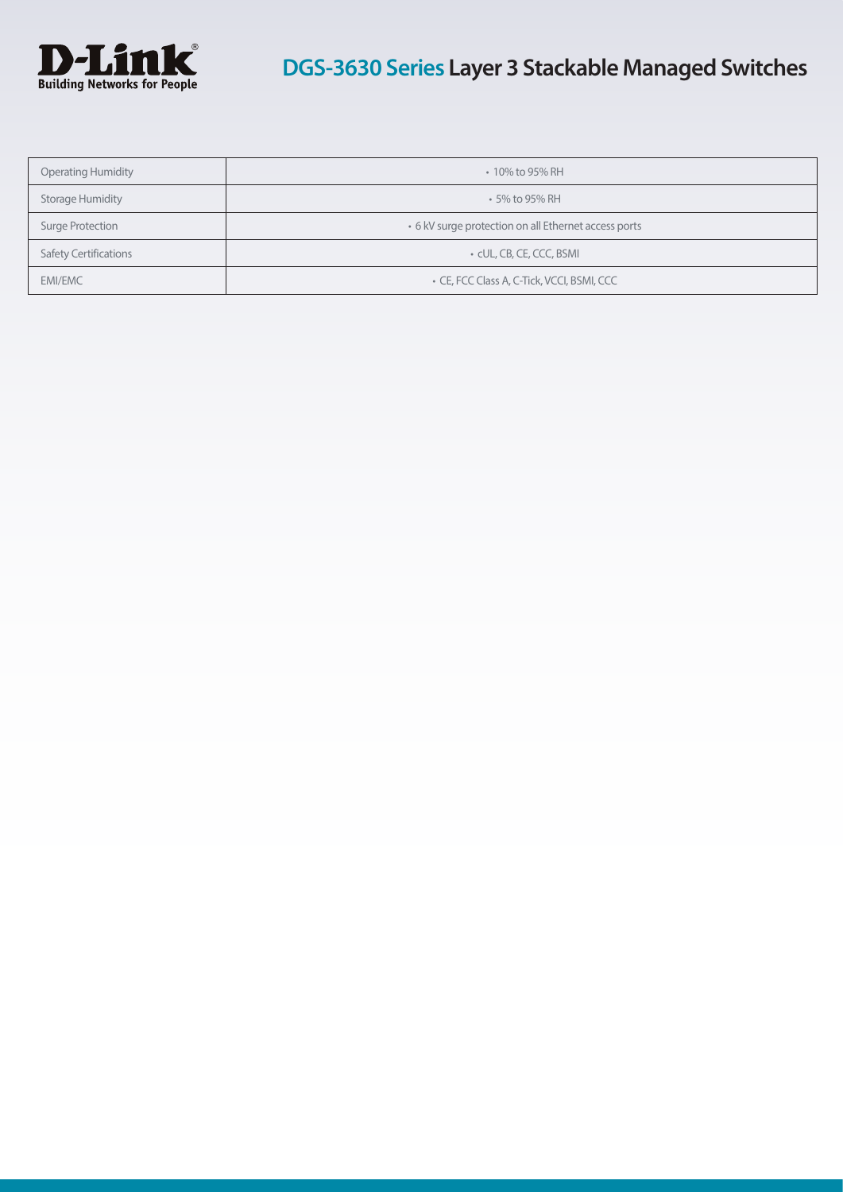| Operating Humidity | • 10% to 95% RH |
|---|---|
| Storage Humidity | • 5% to 95% RH |
| Surge Protection | • 6 kV surge protection on all Ethernet access ports |
| Safety Certifications | • cUL, CB, CE, CCC, BSMI |
| EMI/EMC | • CE, FCC Class A, C-Tick, VCCI, BSMI, CCC |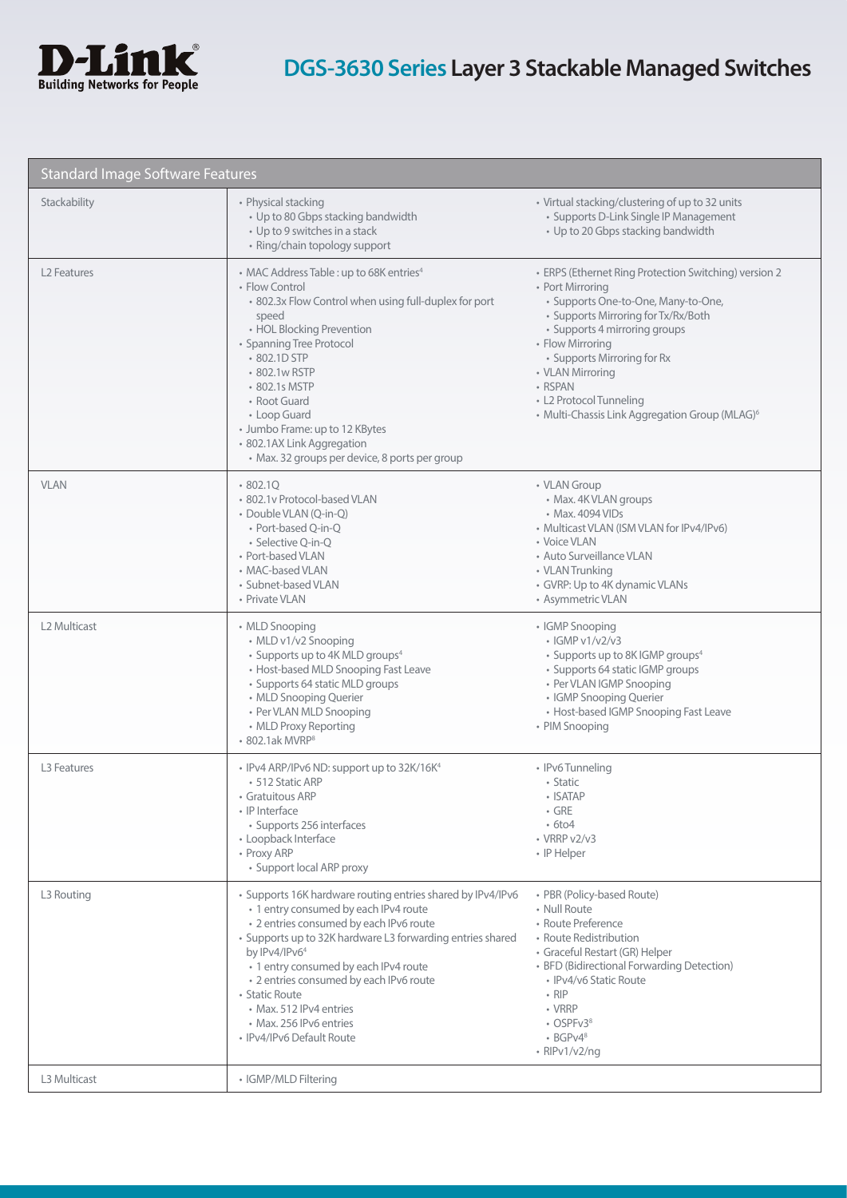# DGS-3630 Series Layer 3 Stackable Managed Switches

| Standard Image Software Features | | |
|---|---|---|
| Stackability | • Physical stacking<br>  • Up to 80 Gbps stacking bandwidth<br>  • Up to 9 switches in a stack<br>  • Ring/chain topology support | • Virtual stacking/clustering of up to 32 units<br>  • Supports D-Link Single IP Management<br>  • Up to 20 Gbps stacking bandwidth |
| L2 Features | • MAC Address Table : up to 68K entries[4]<br>• Flow Control<br>  • 802.3x Flow Control when using full-duplex for port speed<br>  • HOL Blocking Prevention<br>• Spanning Tree Protocol<br>  • 802.1D STP<br>  • 802.1w RSTP<br>  • 802.1s MSTP<br>  • Root Guard<br>  • Loop Guard<br>• Jumbo Frame: up to 12 KBytes<br>• 802.1AX Link Aggregation<br>  • Max. 32 groups per device, 8 ports per group | • ERPS (Ethernet Ring Protection Switching) version 2<br>• Port Mirroring<br>  • Supports One-to-One, Many-to-One,<br>  • Supports Mirroring for Tx/Rx/Both<br>  • Supports 4 mirroring groups<br>• Flow Mirroring<br>  • Supports Mirroring for Rx<br>• VLAN Mirroring<br>• RSPAN<br>• L2 Protocol Tunneling<br>• Multi-Chassis Link Aggregation Group (MLAG)[6] |
| VLAN | • 802.1Q<br>• 802.1v Protocol-based VLAN<br>• Double VLAN (Q-in-Q)<br>  • Port-based Q-in-Q<br>  • Selective Q-in-Q<br>• Port-based VLAN<br>• MAC-based VLAN<br>• Subnet-based VLAN<br>• Private VLAN | • VLAN Group<br>  • Max. 4K VLAN groups<br>  • Max. 4094 VIDs<br>• Multicast VLAN (ISM VLAN for IPv4/IPv6)<br>• Voice VLAN<br>• Auto Surveillance VLAN<br>• VLAN Trunking<br>• GVRP: Up to 4K dynamic VLANs<br>• Asymmetric VLAN |
| L2 Multicast | • MLD Snooping<br>  • MLD v1/v2 Snooping<br>  • Supports up to 4K MLD groups[4]<br>  • Host-based MLD Snooping Fast Leave<br>  • Supports 64 static MLD groups<br>  • MLD Snooping Querier<br>  • Per VLAN MLD Snooping<br>  • MLD Proxy Reporting<br>• 802.1ak MVRP[8] | • IGMP Snooping<br>  • IGMP v1/v2/v3<br>  • Supports up to 8K IGMP groups[4]<br>  • Supports 64 static IGMP groups<br>  • Per VLAN IGMP Snooping<br>  • IGMP Snooping Querier<br>  • Host-based IGMP Snooping Fast Leave<br>• PIM Snooping |
| L3 Features | • IPv4 ARP/IPv6 ND: support up to 32K/16K[4]<br>  • 512 Static ARP<br>• Gratuitous ARP<br>• IP Interface<br>  • Supports 256 interfaces<br>• Loopback Interface<br>• Proxy ARP<br>  • Support local ARP proxy | • IPv6 Tunneling<br>  • Static<br>  • ISATAP<br>  • GRE<br>  • 6to4<br>• VRRP v2/v3<br>• IP Helper |
| L3 Routing | • Supports 16K hardware routing entries shared by IPv4/IPv6<br>  • 1 entry consumed by each IPv4 route<br>  • 2 entries consumed by each IPv6 route<br>• Supports up to 32K hardware L3 forwarding entries shared by IPv4/IPv6[4]<br>  • 1 entry consumed by each IPv4 route<br>  • 2 entries consumed by each IPv6 route<br>• Static Route<br>  • Max. 512 IPv4 entries<br>  • Max. 256 IPv6 entries<br>• IPv4/IPv6 Default Route | • PBR (Policy-based Route)<br>• Null Route<br>• Route Preference<br>• Route Redistribution<br>• Graceful Restart (GR) Helper<br>• BFD (Bidirectional Forwarding Detection)<br>  • IPv4/v6 Static Route<br>  • RIP<br>  • VRRP<br>  • OSPFv3[8]<br>  • BGPv4[8]<br>• RIPv1/v2/ng |
| L3 Multicast | • IGMP/MLD Filtering | |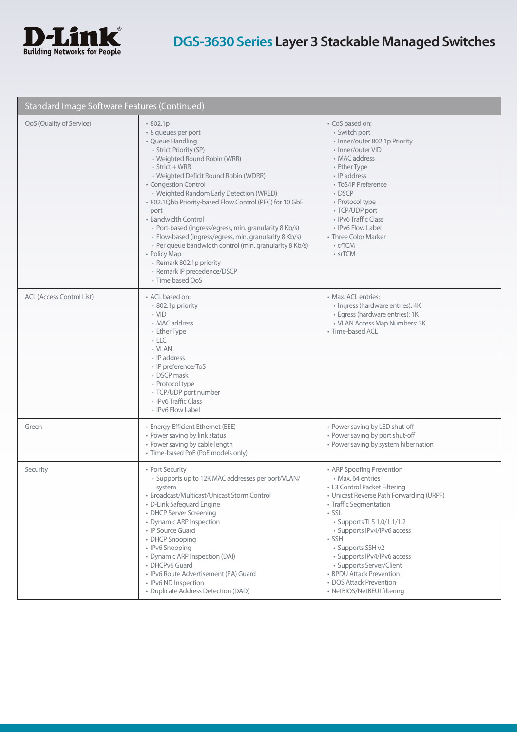# DGS-3630 Series Layer 3 Stackable Managed Switches

| Standard Image Software Features (Continued) | | |
|---|---|---|
| QoS (Quality of Service) | • 802.1p<br>• 8 queues per port<br>• Queue Handling<br>  • Strict Priority (SP)<br>  • Weighted Round Robin (WRR)<br>  • Strict + WRR<br>  • Weighted Deficit Round Robin (WDRR)<br>• Congestion Control<br>  • Weighted Random Early Detection (WRED)<br>• 802.1Qbb Priority-based Flow Control (PFC) for 10 GbE port<br>• Bandwidth Control<br>  • Port-based (ingress/egress, min. granularity 8 Kb/s)<br>  • Flow-based (ingress/egress, min. granularity 8 Kb/s)<br>  • Per queue bandwidth control (min. granularity 8 Kb/s)<br>• Policy Map<br>  • Remark 802.1p priority<br>  • Remark IP precedence/DSCP<br>  • Time based QoS | • CoS based on:<br>  • Switch port<br>  • Inner/outer 802.1p Priority<br>  • Inner/outer VID<br>  • MAC address<br>  • Ether Type<br>  • IP address<br>  • ToS/IP Preference<br>  • DSCP<br>  • Protocol type<br>  • TCP/UDP port<br>  • IPv6 Traffic Class<br>  • IPv6 Flow Label<br>• Three Color Marker<br>  • trTCM<br>  • srTCM |
| ACL (Access Control List) | • ACL based on:<br>  • 802.1p priority<br>  • VID<br>  • MAC address<br>  • Ether Type<br>  • LLC<br>  • VLAN<br>  • IP address<br>  • IP preference/ToS<br>  • DSCP mask<br>  • Protocol type<br>  • TCP/UDP port number<br>  • IPv6 Traffic Class<br>  • IPv6 Flow Label | • Max. ACL entries:<br>  • Ingress (hardware entries): 4K<br>  • Egress (hardware entries): 1K<br>  • VLAN Access Map Numbers: 3K<br>• Time-based ACL |
| Green | • Energy-Efficient Ethernet (EEE)<br>• Power saving by link status<br>• Power saving by cable length<br>• Time-based PoE (PoE models only) | • Power saving by LED shut-off<br>• Power saving by port shut-off<br>• Power saving by system hibernation |
| Security | • Port Security<br>  • Supports up to 12K MAC addresses per port/VLAN/system<br>• Broadcast/Multicast/Unicast Storm Control<br>• D-Link Safeguard Engine<br>• DHCP Server Screening<br>• Dynamic ARP Inspection<br>• IP Source Guard<br>• DHCP Snooping<br>• IPv6 Snooping<br>• Dynamic ARP Inspection (DAI)<br>• DHCPv6 Guard<br>• IPv6 Route Advertisement (RA) Guard<br>• IPv6 ND Inspection<br>• Duplicate Address Detection (DAD) | • ARP Spoofing Prevention<br>  • Max. 64 entries<br>• L3 Control Packet Filtering<br>• Unicast Reverse Path Forwarding (URPF)<br>• Traffic Segmentation<br>• SSL<br>  • Supports TLS 1.0/1.1/1.2<br>  • Supports IPv4/IPv6 access<br>• SSH<br>  • Supports SSH v2<br>  • Supports IPv4/IPv6 access<br>  • Supports Server/Client<br>• BPDU Attack Prevention<br>• DOS Attack Prevention<br>• NetBIOS/NetBEUI filtering |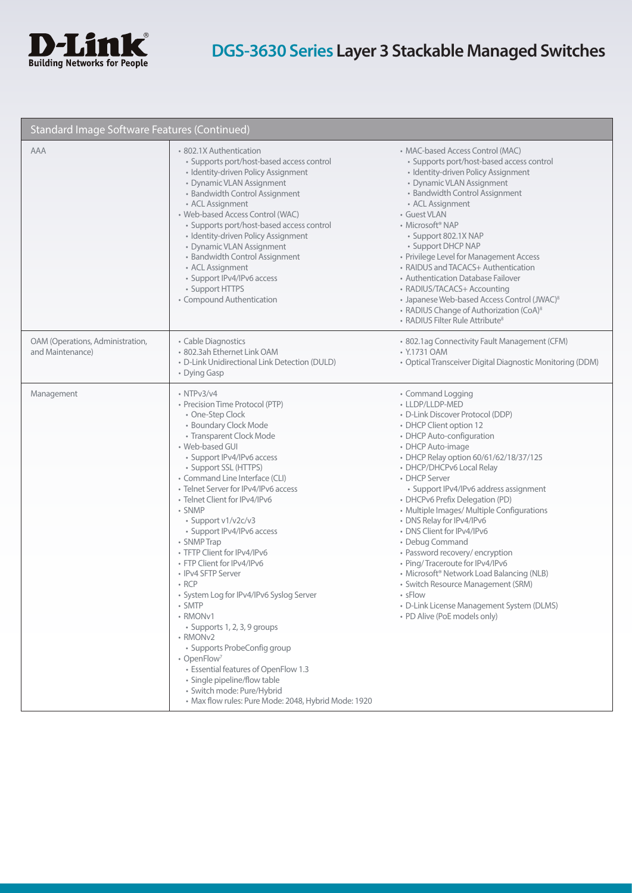# DGS-3630 Series Layer 3 Stackable Managed Switches

| Standard Image Software Features (Continued) | | |
|---|---|---|
| AAA | • 802.1X Authentication<br>  • Supports port/host-based access control<br>  • Identity-driven Policy Assignment<br>  • Dynamic VLAN Assignment<br>  • Bandwidth Control Assignment<br>  • ACL Assignment<br>• Web-based Access Control (WAC)<br>  • Supports port/host-based access control<br>  • Identity-driven Policy Assignment<br>  • Dynamic VLAN Assignment<br>  • Bandwidth Control Assignment<br>  • ACL Assignment<br>  • Support IPv4/IPv6 access<br>  • Support HTTPS<br>• Compound Authentication | • MAC-based Access Control (MAC)<br>  • Supports port/host-based access control<br>  • Identity-driven Policy Assignment<br>  • Dynamic VLAN Assignment<br>  • Bandwidth Control Assignment<br>  • ACL Assignment<br>• Guest VLAN<br>• Microsoft® NAP<br>  • Support 802.1X NAP<br>  • Support DHCP NAP<br>• Privilege Level for Management Access<br>• RAIDUS and TACACS+ Authentication<br>• Authentication Database Failover<br>• RADIUS/TACACS+ Accounting<br>• Japanese Web-based Access Control (JWAC)[8]<br>• RADIUS Change of Authorization (CoA)[8]<br>• RADIUS Filter Rule Attribute[8] |
| OAM (Operations, Administration, and Maintenance) | • Cable Diagnostics<br>• 802.3ah Ethernet Link OAM<br>• D-Link Unidirectional Link Detection (DULD)<br>• Dying Gasp | • 802.1ag Connectivity Fault Management (CFM)<br>• Y.1731 OAM<br>• Optical Transceiver Digital Diagnostic Monitoring (DDM) |
| Management | • NTPv3/v4<br>• Precision Time Protocol (PTP)<br>  • One-Step Clock<br>  • Boundary Clock Mode<br>  • Transparent Clock Mode<br>• Web-based GUI<br>  • Support IPv4/IPv6 access<br>  • Support SSL (HTTPS)<br>• Command Line Interface (CLI)<br>• Telnet Server for IPv4/IPv6 access<br>• Telnet Client for IPv4/IPv6<br>• SNMP<br>  • Support v1/v2c/v3<br>  • Support IPv4/IPv6 access<br>• SNMP Trap<br>• TFTP Client for IPv4/IPv6<br>• FTP Client for IPv4/IPv6<br>• IPv4 SFTP Server<br>• RCP<br>• System Log for IPv4/IPv6 Syslog Server<br>• SMTP<br>• RMONv1<br>  • Supports 1, 2, 3, 9 groups<br>• RMONv2<br>  • Supports ProbeConfig group<br>• OpenFlow[7]<br>  • Essential features of OpenFlow 1.3<br>  • Single pipeline/flow table<br>  • Switch mode: Pure/Hybrid<br>  • Max flow rules: Pure Mode: 2048, Hybrid Mode: 1920 | • Command Logging<br>• LLDP/LLDP-MED<br>• D-Link Discover Protocol (DDP)<br>• DHCP Client option 12<br>• DHCP Auto-configuration<br>• DHCP Auto-image<br>• DHCP Relay option 60/61/62/18/37/125<br>• DHCP/DHCPv6 Local Relay<br>• DHCP Server<br>  • Support IPv4/IPv6 address assignment<br>• DHCPv6 Prefix Delegation (PD)<br>• Multiple Images/ Multiple Configurations<br>• DNS Relay for IPv4/IPv6<br>• DNS Client for IPv4/IPv6<br>• Debug Command<br>• Password recovery/ encryption<br>• Ping/ Traceroute for IPv4/IPv6<br>• Microsoft® Network Load Balancing (NLB)<br>• Switch Resource Management (SRM)<br>• sFlow<br>• D-Link License Management System (DLMS)<br>• PD Alive (PoE models only) |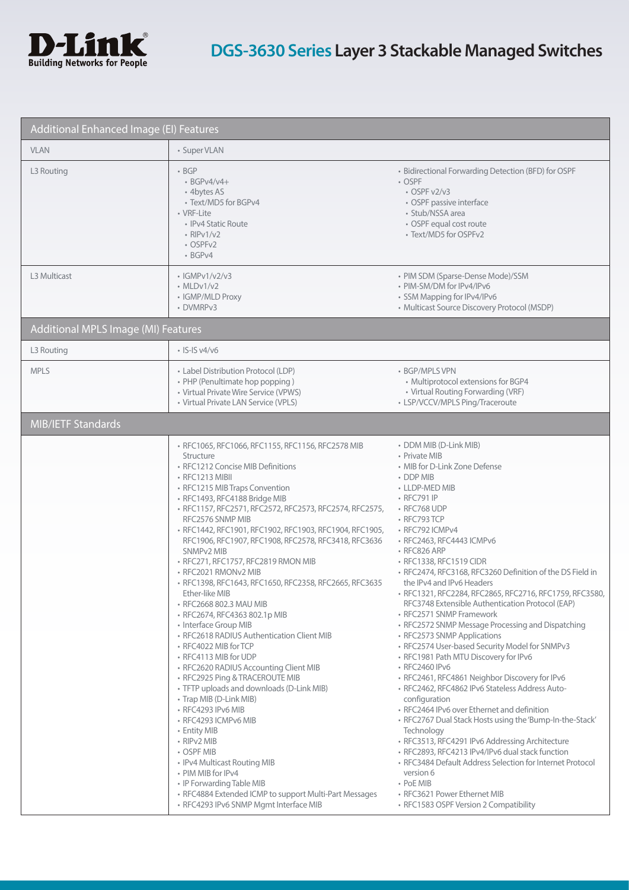# DGS-3630 Series Layer 3 Stackable Managed Switches

## Additional Enhanced Image (EI) Features

| | | |
|---|---|---|
| VLAN | • Super VLAN | |
| L3 Routing | • BGP<br>  • BGPv4/v4+<br>  • 4bytes AS<br>  • Text/MD5 for BGPv4<br>• VRF-Lite<br>  • IPv4 Static Route<br>  • RIPv1/v2<br>  • OSPFv2<br>  • BGPv4 | • Bidirectional Forwarding Detection (BFD) for OSPF<br>• OSPF<br>  • OSPF v2/v3<br>  • OSPF passive interface<br>  • Stub/NSSA area<br>  • OSPF equal cost route<br>  • Text/MD5 for OSPFv2 |
| L3 Multicast | • IGMPv1/v2/v3<br>• MLDv1/v2<br>• IGMP/MLD Proxy<br>• DVMRPv3 | • PIM SDM (Sparse-Dense Mode)/SSM<br>• PIM-SM/DM for IPv4/IPv6<br>• SSM Mapping for IPv4/IPv6<br>• Multicast Source Discovery Protocol (MSDP) |

## Additional MPLS Image (MI) Features

| | | |
|---|---|---|
| L3 Routing | • IS-IS v4/v6 | |
| MPLS | • Label Distribution Protocol (LDP)<br>• PHP (Penultimate hop popping )<br>• Virtual Private Wire Service (VPWS)<br>• Virtual Private LAN Service (VPLS) | • BGP/MPLS VPN<br>  • Multiprotocol extensions for BGP4<br>  • Virtual Routing Forwarding (VRF)<br>• LSP/VCCV/MPLS Ping/Traceroute |

## MIB/IETF Standards

- RFC1065, RFC1066, RFC1155, RFC1156, RFC2578 MIB Structure
- RFC1212 Concise MIB Definitions
- RFC1213 MIBII
- RFC1215 MIB Traps Convention
- RFC1493, RFC4188 Bridge MIB
- RFC1157, RFC2571, RFC2572, RFC2573, RFC2574, RFC2575, RFC2576 SNMP MIB
- RFC1442, RFC1901, RFC1902, RFC1903, RFC1904, RFC1905, RFC1906, RFC1907, RFC1908, RFC2578, RFC3418, RFC3636 SNMPv2 MIB
- RFC271, RFC1757, RFC2819 RMON MIB
- RFC2021 RMONv2 MIB
- RFC1398, RFC1643, RFC1650, RFC2358, RFC2665, RFC3635 Ether-like MIB
- RFC2668 802.3 MAU MIB
- RFC2674, RFC4363 802.1p MIB
- Interface Group MIB
- RFC2618 RADIUS Authentication Client MIB
- RFC4022 MIB for TCP
- RFC4113 MIB for UDP
- RFC2620 RADIUS Accounting Client MIB
- RFC2925 Ping & TRACEROUTE MIB
- TFTP uploads and downloads (D-Link MIB)
- Trap MIB (D-Link MIB)
- RFC4293 IPv6 MIB
- RFC4293 ICMPv6 MIB
- Entity MIB
- RIPv2 MIB
- OSPF MIB
- IPv4 Multicast Routing MIB
- PIM MIB for IPv4
- IP Forwarding Table MIB
- RFC4884 Extended ICMP to support Multi-Part Messages
- RFC4293 IPv6 SNMP Mgmt Interface MIB
- DDM MIB (D-Link MIB)
- Private MIB
- MIB for D-Link Zone Defense
- DDP MIB
- LLDP-MED MIB
- RFC791 IP
- RFC768 UDP
- RFC793 TCP
- RFC792 ICMPv4
- RFC2463, RFC4443 ICMPv6
- RFC826 ARP
- RFC1338, RFC1519 CIDR
- RFC2474, RFC3168, RFC3260 Definition of the DS Field in the IPv4 and IPv6 Headers
- RFC1321, RFC2284, RFC2865, RFC2716, RFC1759, RFC3580, RFC3748 Extensible Authentication Protocol (EAP)
- RFC2571 SNMP Framework
- RFC2572 SNMP Message Processing and Dispatching
- RFC2573 SNMP Applications
- RFC2574 User-based Security Model for SNMPv3
- RFC1981 Path MTU Discovery for IPv6
- RFC2460 IPv6
- RFC2461, RFC4861 Neighbor Discovery for IPv6
- RFC2462, RFC4862 IPv6 Stateless Address Auto-configuration
- RFC2464 IPv6 over Ethernet and definition
- RFC2767 Dual Stack Hosts using the 'Bump-In-the-Stack' Technology
- RFC3513, RFC4291 IPv6 Addressing Architecture
- RFC2893, RFC4213 IPv4/IPv6 dual stack function
- RFC3484 Default Address Selection for Internet Protocol version 6
- PoE MIB
- RFC3621 Power Ethernet MIB
- RFC1583 OSPF Version 2 Compatibility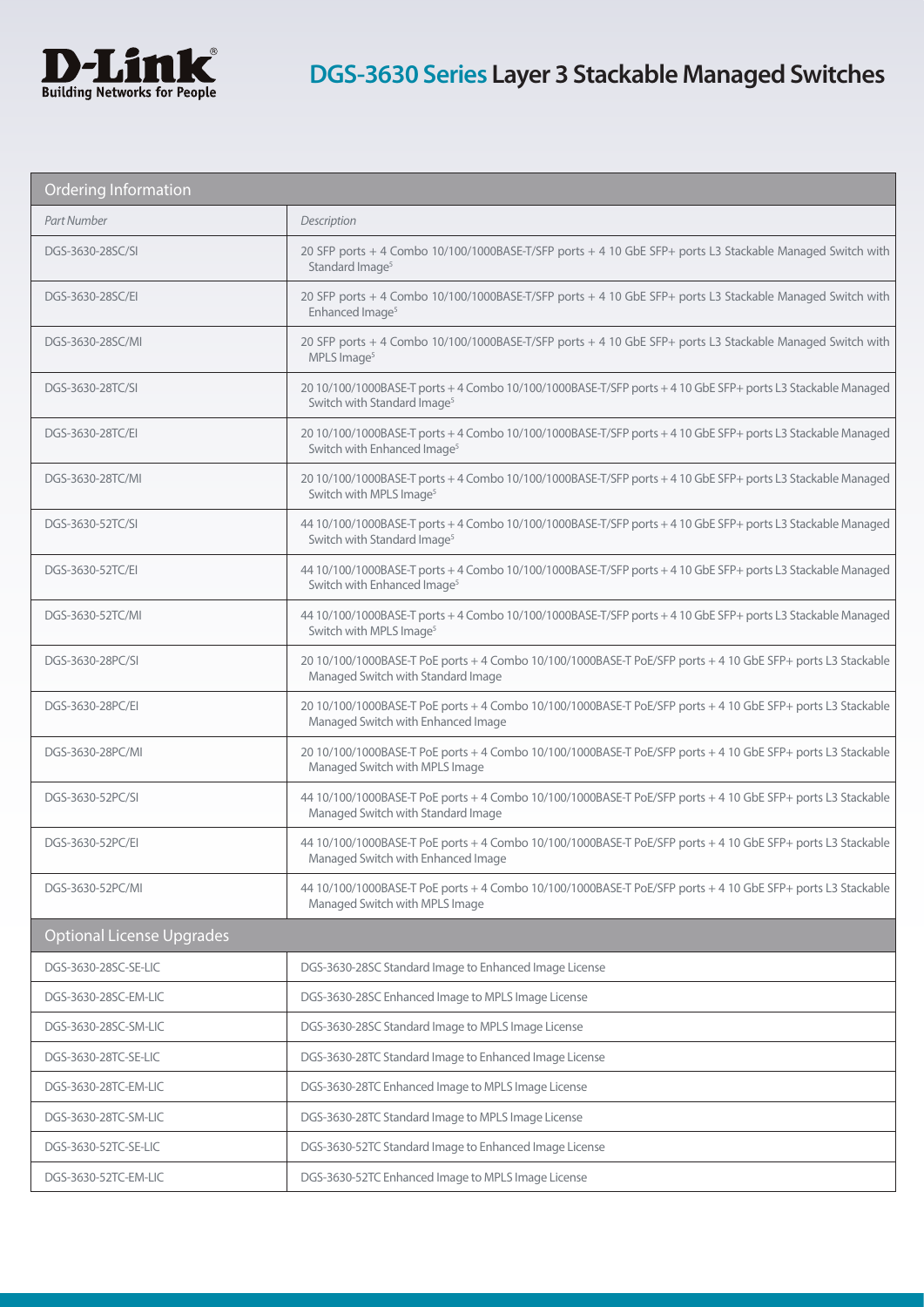| Ordering Information | |
|---|---|
| *Part Number* | *Description* |
| DGS-3630-28SC/SI | 20 SFP ports + 4 Combo 10/100/1000BASE-T/SFP ports + 4 10 GbE SFP+ ports L3 Stackable Managed Switch with Standard Image[5] |
| DGS-3630-28SC/EI | 20 SFP ports + 4 Combo 10/100/1000BASE-T/SFP ports + 4 10 GbE SFP+ ports L3 Stackable Managed Switch with Enhanced Image[5] |
| DGS-3630-28SC/MI | 20 SFP ports + 4 Combo 10/100/1000BASE-T/SFP ports + 4 10 GbE SFP+ ports L3 Stackable Managed Switch with MPLS Image[5] |
| DGS-3630-28TC/SI | 20 10/100/1000BASE-T ports + 4 Combo 10/100/1000BASE-T/SFP ports + 4 10 GbE SFP+ ports L3 Stackable Managed Switch with Standard Image[5] |
| DGS-3630-28TC/EI | 20 10/100/1000BASE-T ports + 4 Combo 10/100/1000BASE-T/SFP ports + 4 10 GbE SFP+ ports L3 Stackable Managed Switch with Enhanced Image[5] |
| DGS-3630-28TC/MI | 20 10/100/1000BASE-T ports + 4 Combo 10/100/1000BASE-T/SFP ports + 4 10 GbE SFP+ ports L3 Stackable Managed Switch with MPLS Image[5] |
| DGS-3630-52TC/SI | 44 10/100/1000BASE-T ports + 4 Combo 10/100/1000BASE-T/SFP ports + 4 10 GbE SFP+ ports L3 Stackable Managed Switch with Standard Image[5] |
| DGS-3630-52TC/EI | 44 10/100/1000BASE-T ports + 4 Combo 10/100/1000BASE-T/SFP ports + 4 10 GbE SFP+ ports L3 Stackable Managed Switch with Enhanced Image[5] |
| DGS-3630-52TC/MI | 44 10/100/1000BASE-T ports + 4 Combo 10/100/1000BASE-T/SFP ports + 4 10 GbE SFP+ ports L3 Stackable Managed Switch with MPLS Image[5] |
| DGS-3630-28PC/SI | 20 10/100/1000BASE-T PoE ports + 4 Combo 10/100/1000BASE-T PoE/SFP ports + 4 10 GbE SFP+ ports L3 Stackable Managed Switch with Standard Image |
| DGS-3630-28PC/EI | 20 10/100/1000BASE-T PoE ports + 4 Combo 10/100/1000BASE-T PoE/SFP ports + 4 10 GbE SFP+ ports L3 Stackable Managed Switch with Enhanced Image |
| DGS-3630-28PC/MI | 20 10/100/1000BASE-T PoE ports + 4 Combo 10/100/1000BASE-T PoE/SFP ports + 4 10 GbE SFP+ ports L3 Stackable Managed Switch with MPLS Image |
| DGS-3630-52PC/SI | 44 10/100/1000BASE-T PoE ports + 4 Combo 10/100/1000BASE-T PoE/SFP ports + 4 10 GbE SFP+ ports L3 Stackable Managed Switch with Standard Image |
| DGS-3630-52PC/EI | 44 10/100/1000BASE-T PoE ports + 4 Combo 10/100/1000BASE-T PoE/SFP ports + 4 10 GbE SFP+ ports L3 Stackable Managed Switch with Enhanced Image |
| DGS-3630-52PC/MI | 44 10/100/1000BASE-T PoE ports + 4 Combo 10/100/1000BASE-T PoE/SFP ports + 4 10 GbE SFP+ ports L3 Stackable Managed Switch with MPLS Image |
| **Optional License Upgrades** | |
| DGS-3630-28SC-SE-LIC | DGS-3630-28SC Standard Image to Enhanced Image License |
| DGS-3630-28SC-EM-LIC | DGS-3630-28SC Enhanced Image to MPLS Image License |
| DGS-3630-28SC-SM-LIC | DGS-3630-28SC Standard Image to MPLS Image License |
| DGS-3630-28TC-SE-LIC | DGS-3630-28TC Standard Image to Enhanced Image License |
| DGS-3630-28TC-EM-LIC | DGS-3630-28TC Enhanced Image to MPLS Image License |
| DGS-3630-28TC-SM-LIC | DGS-3630-28TC Standard Image to MPLS Image License |
| DGS-3630-52TC-SE-LIC | DGS-3630-52TC Standard Image to Enhanced Image License |
| DGS-3630-52TC-EM-LIC | DGS-3630-52TC Enhanced Image to MPLS Image License |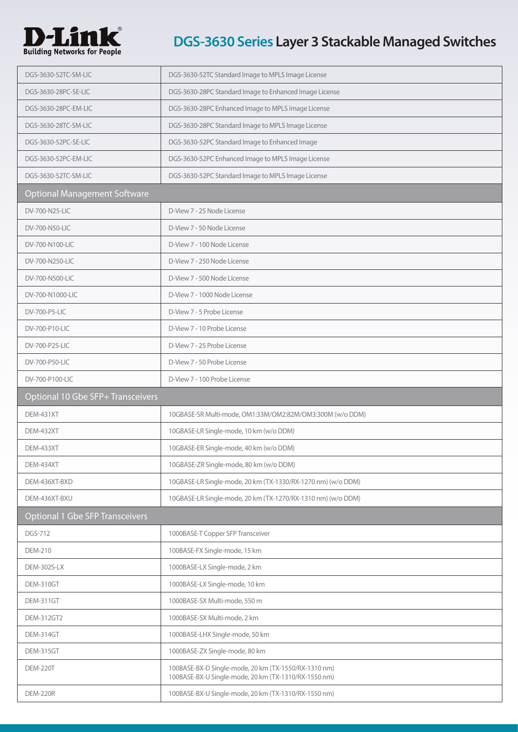| | |
|---|---|
| DGS-3630-52TC-SM-LIC | DGS-3630-52TC Standard Image to MPLS Image License |
| DGS-3630-28PC-SE-LIC | DGS-3630-28PC Standard Image to Enhanced Image License |
| DGS-3630-28PC-EM-LIC | DGS-3630-28PC Enhanced Image to MPLS Image License |
| DGS-3630-28TC-SM-LIC | DGS-3630-28PC Standard Image to MPLS Image License |
| DGS-3630-52PC-SE-LIC | DGS-3630-52PC Standard Image to Enhanced Image |
| DGS-3630-52PC-EM-LIC | DGS-3630-52PC Enhanced Image to MPLS Image License |
| DGS-3630-52TC-SM-LIC | DGS-3630-52PC Standard Image to MPLS Image License |
| **Optional Management Software** | |
| DV-700-N25-LIC | D-View 7 - 25 Node License |
| DV-700-N50-LIC | D-View 7 - 50 Node License |
| DV-700-N100-LIC | D-View 7 - 100 Node License |
| DV-700-N250-LIC | D-View 7 - 250 Node License |
| DV-700-N500-LIC | D-View 7 - 500 Node License |
| DV-700-N1000-LIC | D-View 7 - 1000 Node License |
| DV-700-P5-LIC | D-View 7 - 5 Probe License |
| DV-700-P10-LIC | D-View 7 - 10 Probe License |
| DV-700-P25-LIC | D-View 7 - 25 Probe License |
| DV-700-P50-LIC | D-View 7 - 50 Probe License |
| DV-700-P100-LIC | D-View 7 - 100 Probe License |
| **Optional 10 Gbe SFP+ Transceivers** | |
| DEM-431XT | 10GBASE-SR Multi-mode, OM1:33M/OM2:82M/OM3:300M (w/o DDM) |
| DEM-432XT | 10GBASE-LR Single-mode, 10 km (w/o DDM) |
| DEM-433XT | 10GBASE-ER Single-mode, 40 km (w/o DDM) |
| DEM-434XT | 10GBASE-ZR Single-mode, 80 km (w/o DDM) |
| DEM-436XT-BXD | 10GBASE-LR Single-mode, 20 km (TX-1330/RX-1270 nm) (w/o DDM) |
| DEM-436XT-BXU | 10GBASE-LR Single-mode, 20 km (TX-1270/RX-1310 nm) (w/o DDM) |
| **Optional 1 Gbe SFP Transceivers** | |
| DGS-712 | 1000BASE-T Copper SFP Transceiver |
| DEM-210 | 100BASE-FX Single-mode, 15 km |
| DEM-302S-LX | 1000BASE-LX Single-mode, 2 km |
| DEM-310GT | 1000BASE-LX Single-mode, 10 km |
| DEM-311GT | 1000BASE-SX Multi-mode, 550 m |
| DEM-312GT2 | 1000BASE-SX Multi-mode, 2 km |
| DEM-314GT | 1000BASE-LHX Single-mode, 50 km |
| DEM-315GT | 1000BASE-ZX Single-mode, 80 km |
| DEM-220T | 100BASE-BX-D Single-mode, 20 km (TX-1550/RX-1310 nm)<br>100BASE-BX-U Single-mode, 20 km (TX-1310/RX-1550 nm) |
| DEM-220R | 100BASE-BX-U Single-mode, 20 km (TX-1310/RX-1550 nm) |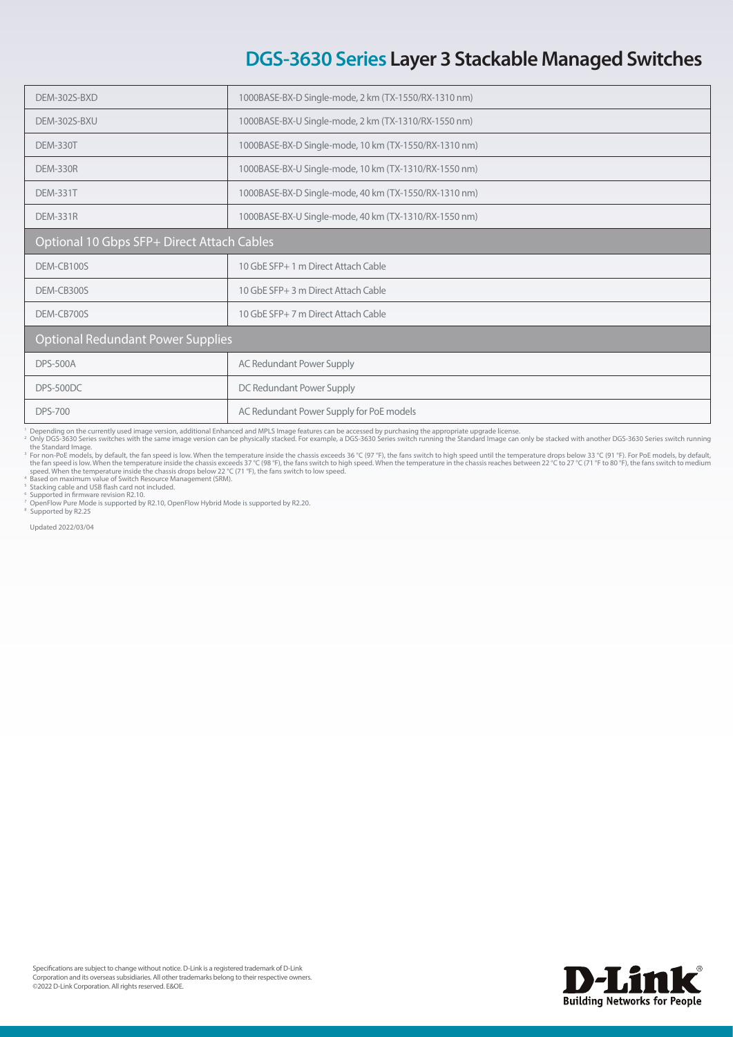# DGS-3630 Series Layer 3 Stackable Managed Switches

| | |
|---|---|
| DEM-302S-BXD | 1000BASE-BX-D Single-mode, 2 km (TX-1550/RX-1310 nm) |
| DEM-302S-BXU | 1000BASE-BX-U Single-mode, 2 km (TX-1310/RX-1550 nm) |
| DEM-330T | 1000BASE-BX-D Single-mode, 10 km (TX-1550/RX-1310 nm) |
| DEM-330R | 1000BASE-BX-U Single-mode, 10 km (TX-1310/RX-1550 nm) |
| DEM-331T | 1000BASE-BX-D Single-mode, 40 km (TX-1550/RX-1310 nm) |
| DEM-331R | 1000BASE-BX-U Single-mode, 40 km (TX-1310/RX-1550 nm) |
| **Optional 10 Gbps SFP+ Direct Attach Cables** | |
| DEM-CB100S | 10 GbE SFP+ 1 m Direct Attach Cable |
| DEM-CB300S | 10 GbE SFP+ 3 m Direct Attach Cable |
| DEM-CB700S | 10 GbE SFP+ 7 m Direct Attach Cable |
| **Optional Redundant Power Supplies** | |
| DPS-500A | AC Redundant Power Supply |
| DPS-500DC | DC Redundant Power Supply |
| DPS-700 | AC Redundant Power Supply for PoE models |

[1] Depending on the currently used image version, additional Enhanced and MPLS Image features can be accessed by purchasing the appropriate upgrade license.
[2] Only DGS-3630 Series switches with the same image version can be physically stacked. For example, a DGS-3630 Series switch running the Standard Image can only be stacked with another DGS-3630 Series switch running the Standard Image.
[3] For non-PoE models, by default, the fan speed is low. When the temperature inside the chassis exceeds 36 °C (97 °F), the fans switch to high speed until the temperature drops below 33 °C (91 °F). For PoE models, by default, the fan speed is low. When the temperature inside the chassis exceeds 37 °C (98 °F), the fans switch to high speed. When the temperature in the chassis reaches between 22 °C to 27 °C (71 °F to 80 °F), the fans switch to medium speed. When the temperature inside the chassis drops below 22 °C (71 °F), the fans switch to low speed.
[4] Based on maximum value of Switch Resource Management (SRM).
[5] Stacking cable and USB flash card not included.
[6] Supported in firmware revision R2.10.
[7] OpenFlow Pure Mode is supported by R2.10, OpenFlow Hybrid Mode is supported by R2.20.
[8] Supported by R2.25

Updated 2022/03/04

Specifications are subject to change without notice. D-Link is a registered trademark of D-Link Corporation and its overseas subsidiaries. All other trademarks belong to their respective owners. ©2022 D-Link Corporation. All rights reserved. E&OE.

D-Link®
Building Networks for People